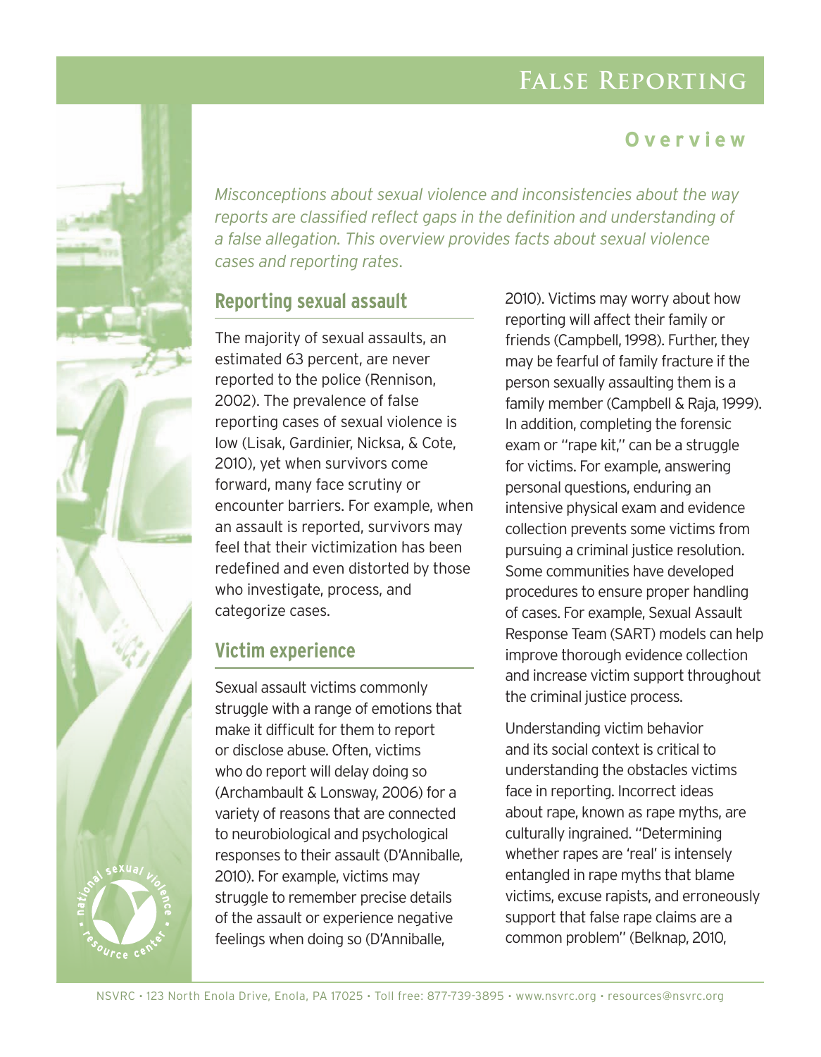# False Reporting

## Overview

*Misconceptions about sexual violence and inconsistencies about the way reports are classified reflect gaps in the definition and understanding of a false allegation. This overview provides facts about sexual violence cases and reporting rates.*

### Reporting sexual assault

The majority of sexual assaults, an estimated 63 percent, are never reported to the police (Rennison, 2002). The prevalence of false reporting cases of sexual violence is low (Lisak, Gardinier, Nicksa, & Cote, 2010), yet when survivors come forward, many face scrutiny or encounter barriers. For example, when an assault is reported, survivors may feel that their victimization has been redefined and even distorted by those who investigate, process, and categorize cases.

### Victim experience

Sexual assault victims commonly struggle with a range of emotions that make it difficult for them to report or disclose abuse. Often, victims who do report will delay doing so (Archambault & Lonsway, 2006) for a variety of reasons that are connected to neurobiological and psychological responses to their assault (D'Anniballe, 2010). For example, victims may struggle to remember precise details of the assault or experience negative feelings when doing so (D'Anniballe, 2010). Victims may worry about how reporting will affect their family or friends (Campbell, 1998). Further, they may be fearful of family fracture if the person sexually assaulting them is a family member (Campbell & Raja, 1999). In addition, completing the forensic exam or "rape kit," can be a struggle for victims. For example, answering personal questions, enduring an intensive physical exam and evidence collection prevents some victims from pursuing a criminal justice resolution. Some communities have developed procedures to ensure proper handling of cases. For example, Sexual Assault Response Team (SART) models can help improve thorough evidence collection and increase victim support throughout the criminal justice process.

Understanding victim behavior and its social context is critical to understanding the obstacles victims face in reporting. Incorrect ideas about rape, known as rape myths, are culturally ingrained. "Determining whether rapes are 'real' is intensely entangled in rape myths that blame victims, excuse rapists, and erroneously support that false rape claims are a common problem" (Belknap, 2010,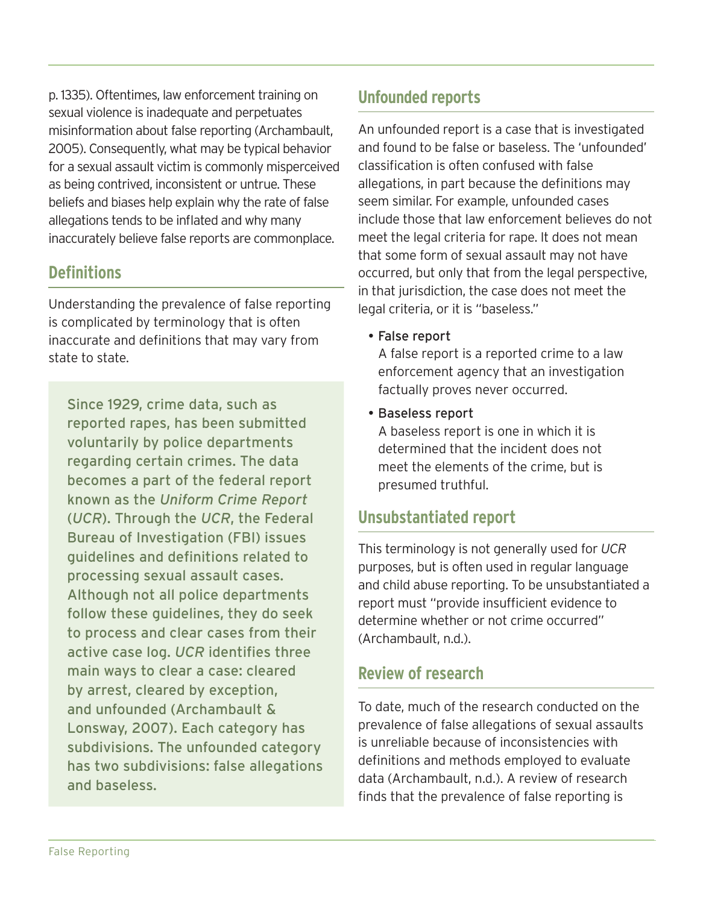p. 1335). Oftentimes, law enforcement training on sexual violence is inadequate and perpetuates misinformation about false reporting (Archambault, 2005). Consequently, what may be typical behavior for a sexual assault victim is commonly misperceived as being contrived, inconsistent or untrue. These beliefs and biases help explain why the rate of false allegations tends to be inflated and why many inaccurately believe false reports are commonplace.

## Definitions

Understanding the prevalence of false reporting is complicated by terminology that is often inaccurate and definitions that may vary from state to state.

> Since 1929, crime data, such as reported rapes, has been submitted voluntarily by police departments regarding certain crimes. The data becomes a part of the federal report known as the *Uniform Crime Report* (*UCR*). Through the *UCR*, the Federal Bureau of Investigation (FBI) issues guidelines and definitions related to processing sexual assault cases. Although not all police departments follow these guidelines, they do seek to process and clear cases from their active case log. *UCR* identifies three main ways to clear a case: cleared by arrest, cleared by exception, and unfounded (Archambault & Lonsway, 2007). Each category has subdivisions. The unfounded category has two subdivisions: false allegations and baseless.

## Unfounded reports

An unfounded report is a case that is investigated and found to be false or baseless. The 'unfounded' classification is often confused with false allegations, in part because the definitions may seem similar. For example, unfounded cases include those that law enforcement believes do not meet the legal criteria for rape. It does not mean that some form of sexual assault may not have occurred, but only that from the legal perspective, in that jurisdiction, the case does not meet the legal criteria, or it is "baseless."

- False report
  A false report is a reported crime to a law enforcement agency that an investigation factually proves never occurred.
- Baseless report
  A baseless report is one in which it is determined that the incident does not meet the elements of the crime, but is presumed truthful.

## Unsubstantiated report

This terminology is not generally used for *UCR* purposes, but is often used in regular language and child abuse reporting. To be unsubstantiated a report must "provide insufficient evidence to determine whether or not crime occurred" (Archambault, n.d.).

## Review of research

To date, much of the research conducted on the prevalence of false allegations of sexual assaults is unreliable because of inconsistencies with definitions and methods employed to evaluate data (Archambault, n.d.). A review of research finds that the prevalence of false reporting is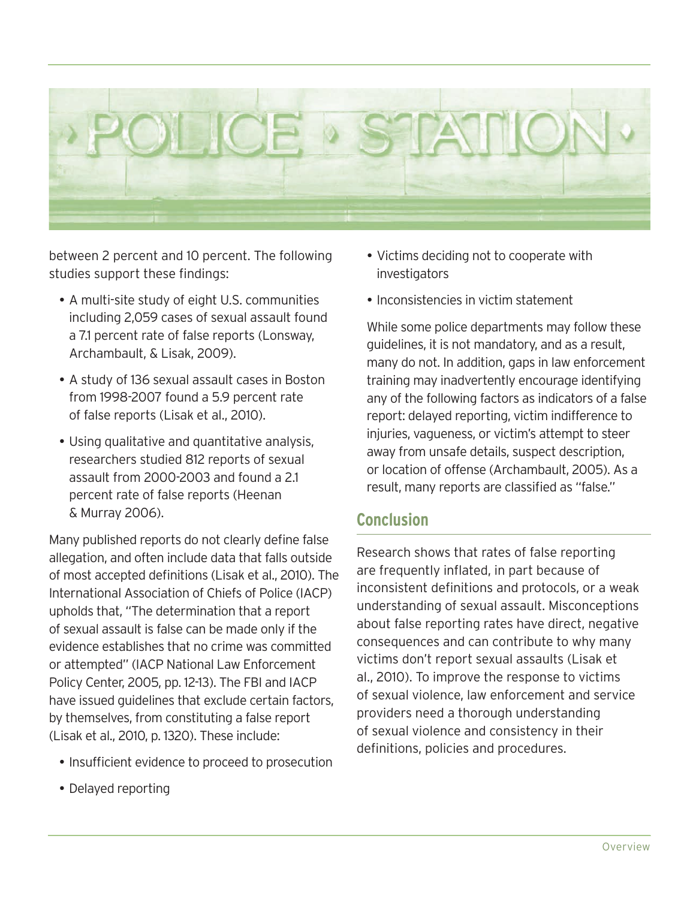between 2 percent and 10 percent. The following studies support these findings:

- A multi-site study of eight U.S. communities including 2,059 cases of sexual assault found a 7.1 percent rate of false reports (Lonsway, Archambault, & Lisak, 2009).
- A study of 136 sexual assault cases in Boston from 1998-2007 found a 5.9 percent rate of false reports (Lisak et al., 2010).
- Using qualitative and quantitative analysis, researchers studied 812 reports of sexual assault from 2000-2003 and found a 2.1 percent rate of false reports (Heenan & Murray 2006).

Many published reports do not clearly define false allegation, and often include data that falls outside of most accepted definitions (Lisak et al., 2010). The International Association of Chiefs of Police (IACP) upholds that, "The determination that a report of sexual assault is false can be made only if the evidence establishes that no crime was committed or attempted" (IACP National Law Enforcement Policy Center, 2005, pp. 12-13). The FBI and IACP have issued guidelines that exclude certain factors, by themselves, from constituting a false report (Lisak et al., 2010, p. 1320). These include:

- Insufficient evidence to proceed to prosecution
- Delayed reporting
- Victims deciding not to cooperate with investigators
- Inconsistencies in victim statement

While some police departments may follow these guidelines, it is not mandatory, and as a result, many do not. In addition, gaps in law enforcement training may inadvertently encourage identifying any of the following factors as indicators of a false report: delayed reporting, victim indifference to injuries, vagueness, or victim's attempt to steer away from unsafe details, suspect description, or location of offense (Archambault, 2005). As a result, many reports are classified as "false."

## Conclusion

Research shows that rates of false reporting are frequently inflated, in part because of inconsistent definitions and protocols, or a weak understanding of sexual assault. Misconceptions about false reporting rates have direct, negative consequences and can contribute to why many victims don't report sexual assaults (Lisak et al., 2010). To improve the response to victims of sexual violence, law enforcement and service providers need a thorough understanding of sexual violence and consistency in their definitions, policies and procedures.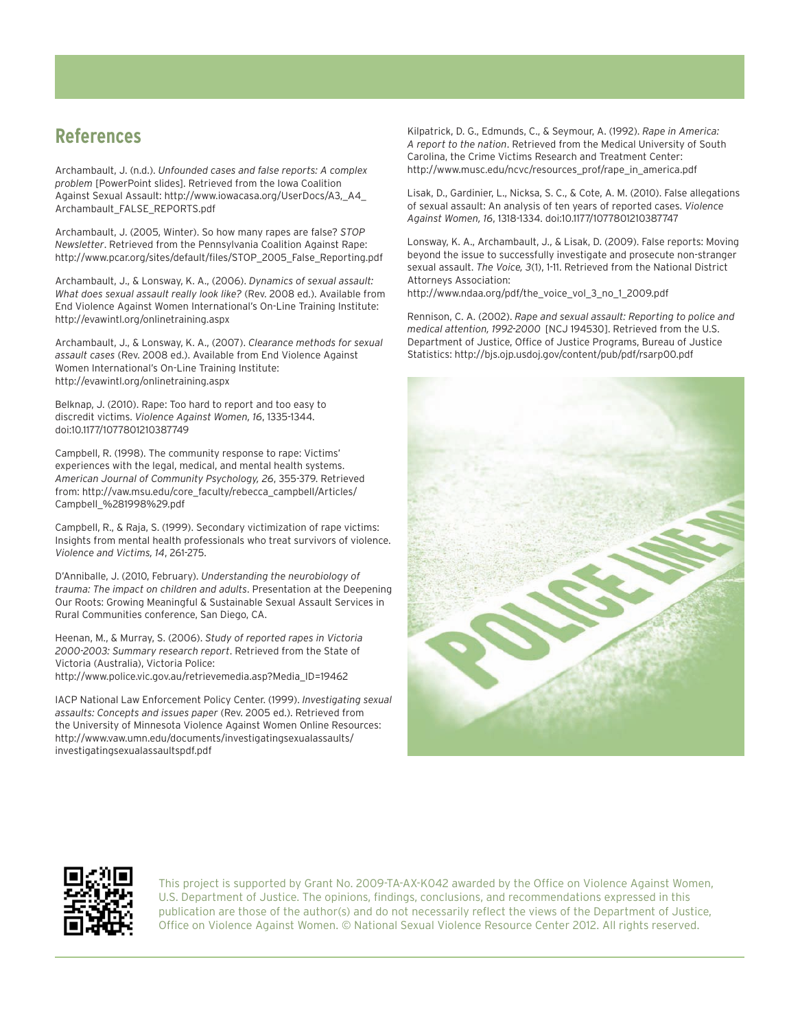## References

Archambault, J. (n.d.). *Unfounded cases and false reports: A complex problem* [PowerPoint slides]. Retrieved from the Iowa Coalition Against Sexual Assault: http://www.iowacasa.org/UserDocs/A3,_A4_Archambault_FALSE_REPORTS.pdf

Archambault, J. (2005, Winter). So how many rapes are false? *STOP Newsletter*. Retrieved from the Pennsylvania Coalition Against Rape: http://www.pcar.org/sites/default/files/STOP_2005_False_Reporting.pdf

Archambault, J., & Lonsway, K. A., (2006). *Dynamics of sexual assault: What does sexual assault really look like?* (Rev. 2008 ed.). Available from End Violence Against Women International's On-Line Training Institute: http://evawintl.org/onlinetraining.aspx

Archambault, J., & Lonsway, K. A., (2007). *Clearance methods for sexual assault cases* (Rev. 2008 ed.). Available from End Violence Against Women International's On-Line Training Institute: http://evawintl.org/onlinetraining.aspx

Belknap, J. (2010). Rape: Too hard to report and too easy to discredit victims. *Violence Against Women, 16*, 1335-1344. doi:10.1177/1077801210387749

Campbell, R. (1998). The community response to rape: Victims' experiences with the legal, medical, and mental health systems. *American Journal of Community Psychology, 26*, 355-379. Retrieved from: http://vaw.msu.edu/core_faculty/rebecca_campbell/Articles/Campbell_%281998%29.pdf

Campbell, R., & Raja, S. (1999). Secondary victimization of rape victims: Insights from mental health professionals who treat survivors of violence. *Violence and Victims, 14*, 261-275.

D'Anniballe, J. (2010, February). *Understanding the neurobiology of trauma: The impact on children and adults*. Presentation at the Deepening Our Roots: Growing Meaningful & Sustainable Sexual Assault Services in Rural Communities conference, San Diego, CA.

Heenan, M., & Murray, S. (2006). *Study of reported rapes in Victoria 2000-2003: Summary research report*. Retrieved from the State of Victoria (Australia), Victoria Police: http://www.police.vic.gov.au/retrievemedia.asp?Media_ID=19462

IACP National Law Enforcement Policy Center. (1999). *Investigating sexual assaults: Concepts and issues paper* (Rev. 2005 ed.). Retrieved from the University of Minnesota Violence Against Women Online Resources: http://www.vaw.umn.edu/documents/investigatingsexualassaults/investigatingsexualassaultspdf.pdf

Kilpatrick, D. G., Edmunds, C., & Seymour, A. (1992). *Rape in America: A report to the nation*. Retrieved from the Medical University of South Carolina, the Crime Victims Research and Treatment Center: http://www.musc.edu/ncvc/resources_prof/rape_in_america.pdf

Lisak, D., Gardinier, L., Nicksa, S. C., & Cote, A. M. (2010). False allegations of sexual assault: An analysis of ten years of reported cases. *Violence Against Women, 16*, 1318-1334. doi:10.1177/1077801210387747

Lonsway, K. A., Archambault, J., & Lisak, D. (2009). False reports: Moving beyond the issue to successfully investigate and prosecute non-stranger sexual assault. *The Voice, 3*(1), 1-11. Retrieved from the National District Attorneys Association: http://www.ndaa.org/pdf/the_voice_vol_3_no_1_2009.pdf

Rennison, C. A. (2002). *Rape and sexual assault: Reporting to police and medical attention, 1992-2000* [NCJ 194530]. Retrieved from the U.S. Department of Justice, Office of Justice Programs, Bureau of Justice Statistics: http://bjs.ojp.usdoj.gov/content/pub/pdf/rsarp00.pdf

This project is supported by Grant No. 2009-TA-AX-K042 awarded by the Office on Violence Against Women, U.S. Department of Justice. The opinions, findings, conclusions, and recommendations expressed in this publication are those of the author(s) and do not necessarily reflect the views of the Department of Justice, Office on Violence Against Women. © National Sexual Violence Resource Center 2012. All rights reserved.